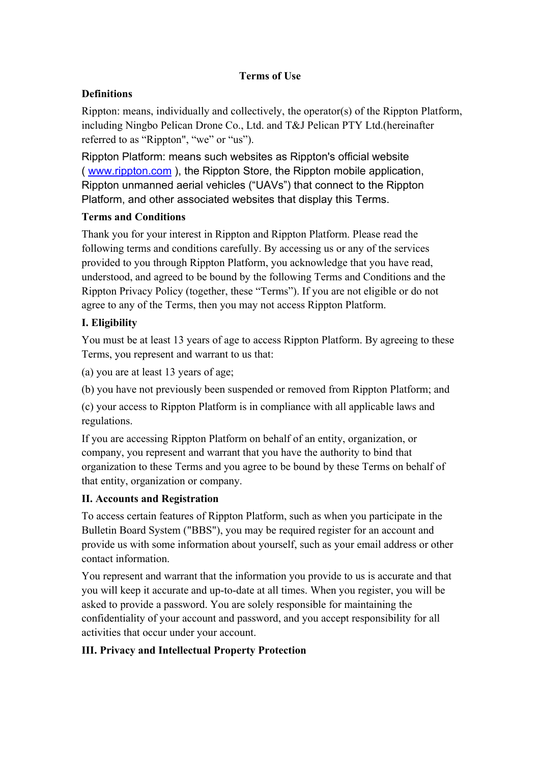# Terms of Use

## Definitions

Rippton: means, individually and collectively, the operator(s) of the Rippton Platform, including Ningbo Pelican Drone Co., Ltd. and T&J Pelican PTY Ltd.(hereinafter referred to as "Rippton", "we" or "us").

Rippton Platform: means such websites as Rippton's official website ( www.rippton.com ), the Rippton Store, the Rippton mobile application, Rippton unmanned aerial vehicles ("UAVs") that connect to the Rippton Platform, and other associated websites that display this Terms.

## Terms and Conditions

Thank you for your interest in Rippton and Rippton Platform. Please read the following terms and conditions carefully. By accessing us or any of the services provided to you through Rippton Platform, you acknowledge that you have read, understood, and agreed to be bound by the following Terms and Conditions and the Rippton Privacy Policy (together, these "Terms"). If you are not eligible or do not agree to any of the Terms, then you may not access Rippton Platform.

## I. Eligibility

You must be at least 13 years of age to access Rippton Platform. By agreeing to these Terms, you represent and warrant to us that:

(a) you are at least 13 years of age;

(b) you have not previously been suspended or removed from Rippton Platform; and

(c) your access to Rippton Platform is in compliance with all applicable laws and regulations.

If you are accessing Rippton Platform on behalf of an entity, organization, or company, you represent and warrant that you have the authority to bind that organization to these Terms and you agree to be bound by these Terms on behalf of that entity, organization or company.

## II. Accounts and Registration

To access certain features of Rippton Platform, such as when you participate in the Bulletin Board System ("BBS"), you may be required register for an account and provide us with some information about yourself, such as your email address or other contact information.

You represent and warrant that the information you provide to us is accurate and that you will keep it accurate and up-to-date at all times. When you register, you will be asked to provide a password. You are solely responsible for maintaining the confidentiality of your account and password, and you accept responsibility for all activities that occur under your account.

## III. Privacy and Intellectual Property Protection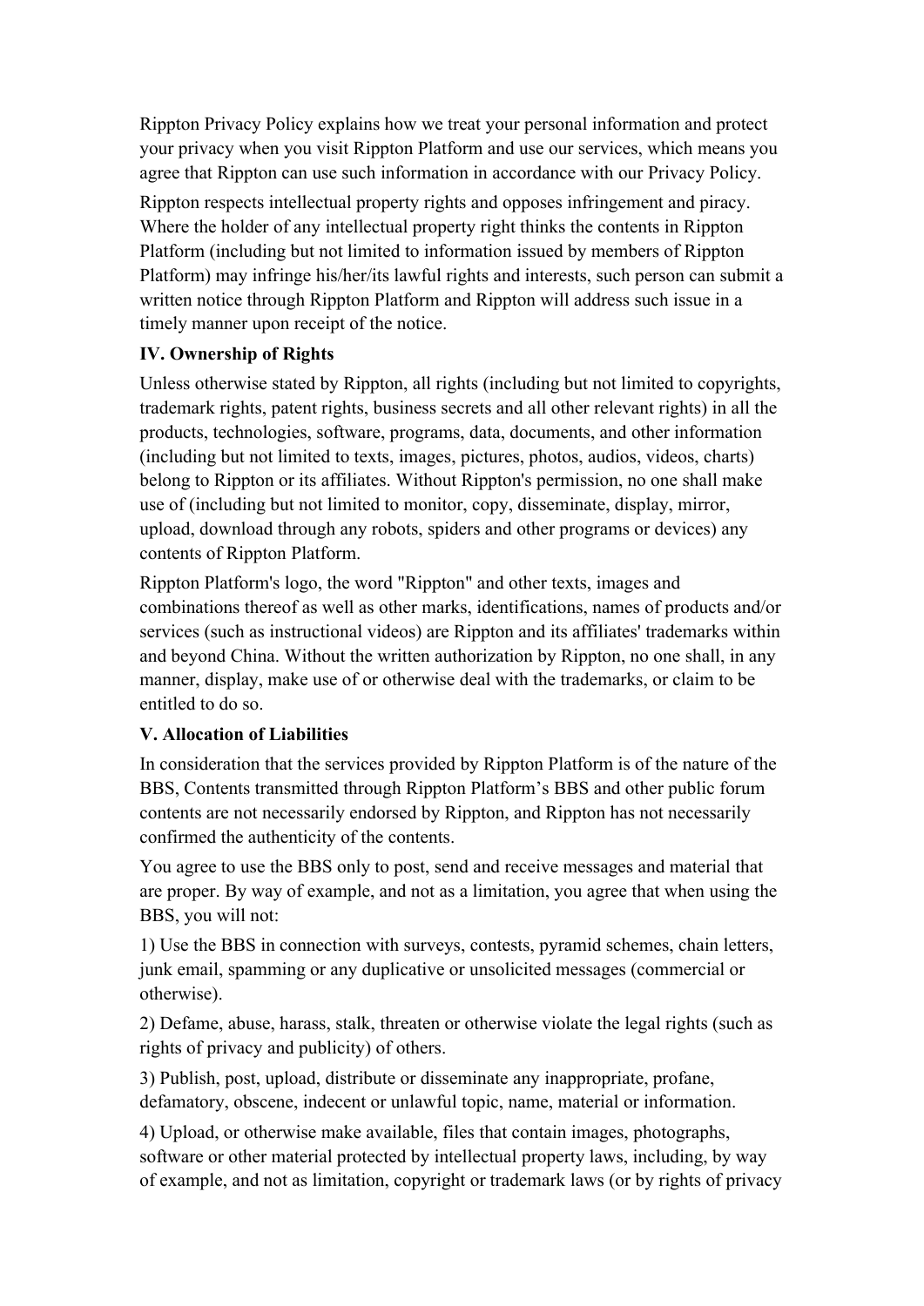Rippton Privacy Policy explains how we treat your personal information and protect your privacy when you visit Rippton Platform and use our services, which means you agree that Rippton can use such information in accordance with our Privacy Policy.

Rippton respects intellectual property rights and opposes infringement and piracy. Where the holder of any intellectual property right thinks the contents in Rippton Platform (including but not limited to information issued by members of Rippton Platform) may infringe his/her/its lawful rights and interests, such person can submit a written notice through Rippton Platform and Rippton will address such issue in a timely manner upon receipt of the notice.

**IV. Ownership of Rights**

Unless otherwise stated by Rippton, all rights (including but not limited to copyrights, trademark rights, patent rights, business secrets and all other relevant rights) in all the products, technologies, software, programs, data, documents, and other information (including but not limited to texts, images, pictures, photos, audios, videos, charts) belong to Rippton or its affiliates. Without Rippton's permission, no one shall make use of (including but not limited to monitor, copy, disseminate, display, mirror, upload, download through any robots, spiders and other programs or devices) any contents of Rippton Platform.

Rippton Platform's logo, the word "Rippton" and other texts, images and combinations thereof as well as other marks, identifications, names of products and/or services (such as instructional videos) are Rippton and its affiliates' trademarks within and beyond China. Without the written authorization by Rippton, no one shall, in any manner, display, make use of or otherwise deal with the trademarks, or claim to be entitled to do so.

**V. Allocation of Liabilities**

In consideration that the services provided by Rippton Platform is of the nature of the BBS, Contents transmitted through Rippton Platform's BBS and other public forum contents are not necessarily endorsed by Rippton, and Rippton has not necessarily confirmed the authenticity of the contents.

You agree to use the BBS only to post, send and receive messages and material that are proper. By way of example, and not as a limitation, you agree that when using the BBS, you will not:

1) Use the BBS in connection with surveys, contests, pyramid schemes, chain letters, junk email, spamming or any duplicative or unsolicited messages (commercial or otherwise).

2) Defame, abuse, harass, stalk, threaten or otherwise violate the legal rights (such as rights of privacy and publicity) of others.

3) Publish, post, upload, distribute or disseminate any inappropriate, profane, defamatory, obscene, indecent or unlawful topic, name, material or information.

4) Upload, or otherwise make available, files that contain images, photographs, software or other material protected by intellectual property laws, including, by way of example, and not as limitation, copyright or trademark laws (or by rights of privacy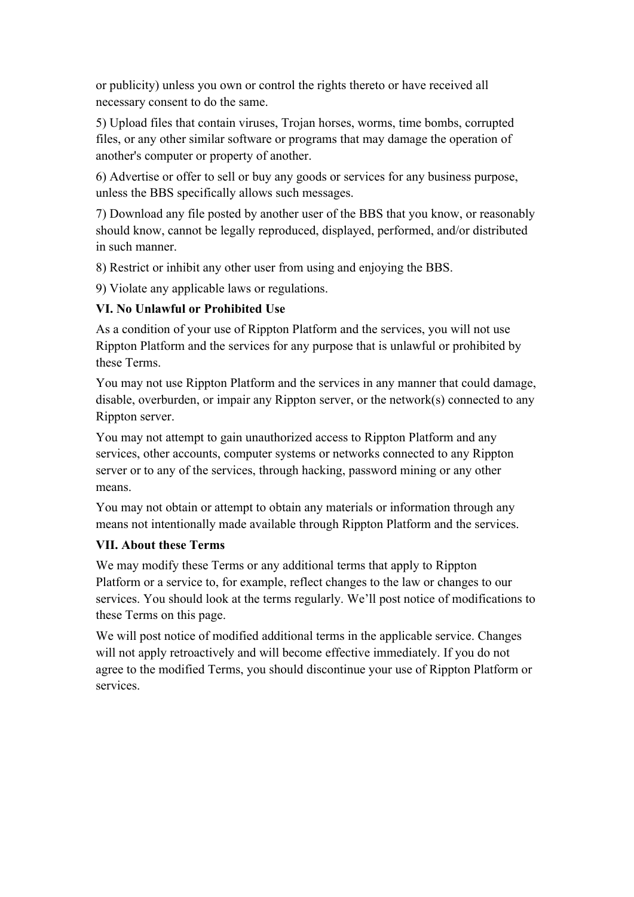or publicity) unless you own or control the rights thereto or have received all necessary consent to do the same.

5) Upload files that contain viruses, Trojan horses, worms, time bombs, corrupted files, or any other similar software or programs that may damage the operation of another's computer or property of another.

6) Advertise or offer to sell or buy any goods or services for any business purpose, unless the BBS specifically allows such messages.

7) Download any file posted by another user of the BBS that you know, or reasonably should know, cannot be legally reproduced, displayed, performed, and/or distributed in such manner.

8) Restrict or inhibit any other user from using and enjoying the BBS.

9) Violate any applicable laws or regulations.

**VI. No Unlawful or Prohibited Use**

As a condition of your use of Rippton Platform and the services, you will not use Rippton Platform and the services for any purpose that is unlawful or prohibited by these Terms.

You may not use Rippton Platform and the services in any manner that could damage, disable, overburden, or impair any Rippton server, or the network(s) connected to any Rippton server.

You may not attempt to gain unauthorized access to Rippton Platform and any services, other accounts, computer systems or networks connected to any Rippton server or to any of the services, through hacking, password mining or any other means.

You may not obtain or attempt to obtain any materials or information through any means not intentionally made available through Rippton Platform and the services.

**VII. About these Terms**

We may modify these Terms or any additional terms that apply to Rippton Platform or a service to, for example, reflect changes to the law or changes to our services. You should look at the terms regularly. We'll post notice of modifications to these Terms on this page.

We will post notice of modified additional terms in the applicable service. Changes will not apply retroactively and will become effective immediately. If you do not agree to the modified Terms, you should discontinue your use of Rippton Platform or services.